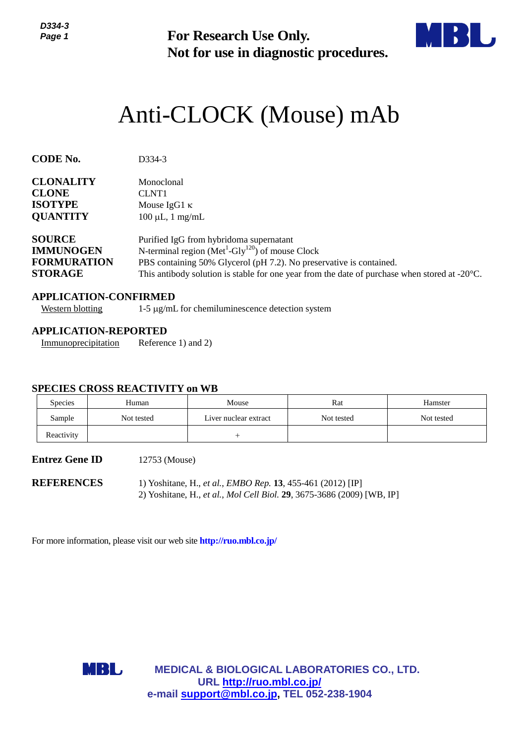**For Research Use Only.**
**Not for use in diagnostic procedures.**

# Anti-CLOCK (Mouse) mAb

**CODE No.** D334-3

**CLONALITY** Monoclonal
**CLONE** CLNT1
**ISOTYPE** Mouse IgG1 κ
**QUANTITY** 100 µL, 1 mg/mL

**SOURCE** Purified IgG from hybridoma supernatant
**IMMUNOGEN** N-terminal region ($Met^{1}$-$Gly^{120}$) of mouse Clock
**FORMURATION** PBS containing 50% Glycerol (pH 7.2). No preservative is contained.
**STORAGE** This antibody solution is stable for one year from the date of purchase when stored at -20°C.

## APPLICATION-CONFIRMED

Western blotting 1-5 µg/mL for chemiluminescence detection system

## APPLICATION-REPORTED

Immunoprecipitation Reference 1) and 2)

## SPECIES CROSS REACTIVITY on WB

| Species | Human | Mouse | Rat | Hamster |
|---|---|---|---|---|
| Sample | Not tested | Liver nuclear extract | Not tested | Not tested |
| Reactivity | | + | | |

**Entrez Gene ID** 12753 (Mouse)

**REFERENCES**
1) Yoshitane, H., *et al., EMBO Rep.* **13**, 455-461 (2012) [IP]
2) Yoshitane, H., *et al., Mol Cell Biol.* **29**, 3675-3686 (2009) [WB, IP]

For more information, please visit our web site **http://ruo.mbl.co.jp/**

**MEDICAL & BIOLOGICAL LABORATORIES CO., LTD.**
**URL http://ruo.mbl.co.jp/**
**e-mail support@mbl.co.jp, TEL 052-238-1904**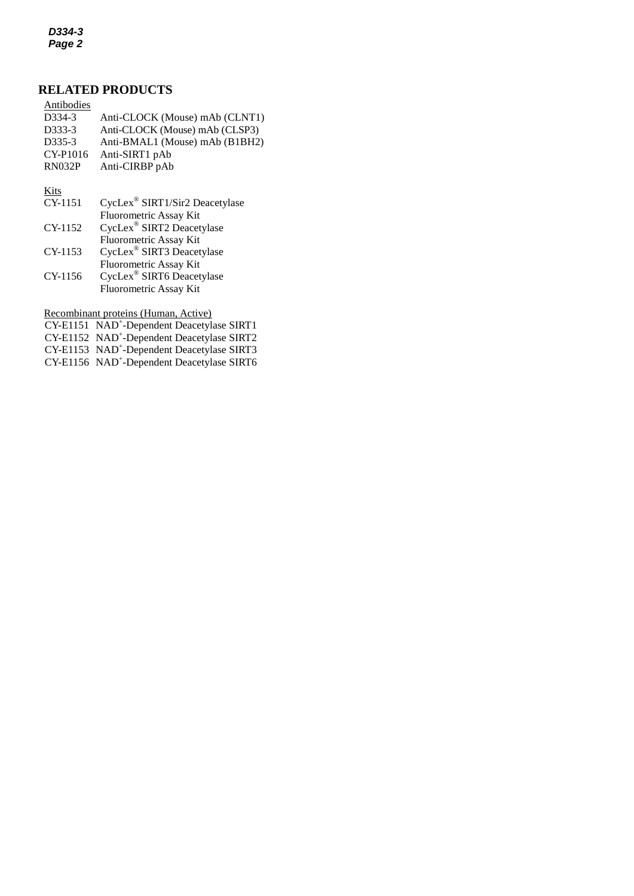## RELATED PRODUCTS

Antibodies

| | |
|---|---|
| D334-3 | Anti-CLOCK (Mouse) mAb (CLNT1) |
| D333-3 | Anti-CLOCK (Mouse) mAb (CLSP3) |
| D335-3 | Anti-BMAL1 (Mouse) mAb (B1BH2) |
| CY-P1016 | Anti-SIRT1 pAb |
| RN032P | Anti-CIRBP pAb |

Kits

| | |
|---|---|
| CY-1151 | CycLex® SIRT1/Sir2 Deacetylase Fluorometric Assay Kit |
| CY-1152 | CycLex® SIRT2 Deacetylase Fluorometric Assay Kit |
| CY-1153 | CycLex® SIRT3 Deacetylase Fluorometric Assay Kit |
| CY-1156 | CycLex® SIRT6 Deacetylase Fluorometric Assay Kit |

Recombinant proteins (Human, Active)

| | |
|---|---|
| CY-E1151 | $NAD^+$-Dependent Deacetylase SIRT1 |
| CY-E1152 | $NAD^+$-Dependent Deacetylase SIRT2 |
| CY-E1153 | $NAD^+$-Dependent Deacetylase SIRT3 |
| CY-E1156 | $NAD^+$-Dependent Deacetylase SIRT6 |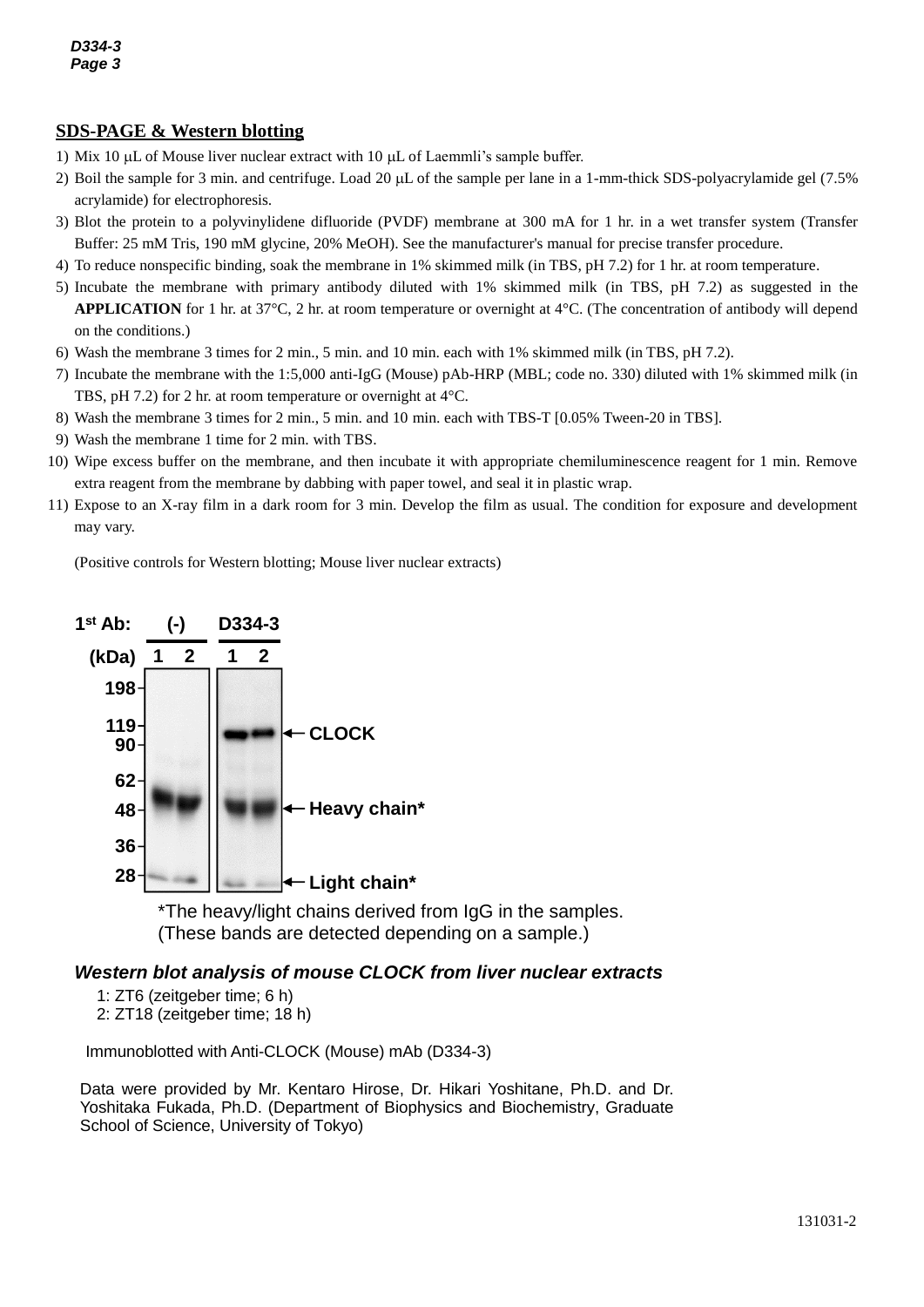## SDS-PAGE & Western blotting

1) Mix 10 μL of Mouse liver nuclear extract with 10 μL of Laemmli's sample buffer.
2) Boil the sample for 3 min. and centrifuge. Load 20 μL of the sample per lane in a 1-mm-thick SDS-polyacrylamide gel (7.5% acrylamide) for electrophoresis.
3) Blot the protein to a polyvinylidene difluoride (PVDF) membrane at 300 mA for 1 hr. in a wet transfer system (Transfer Buffer: 25 mM Tris, 190 mM glycine, 20% MeOH). See the manufacturer's manual for precise transfer procedure.
4) To reduce nonspecific binding, soak the membrane in 1% skimmed milk (in TBS, pH 7.2) for 1 hr. at room temperature.
5) Incubate the membrane with primary antibody diluted with 1% skimmed milk (in TBS, pH 7.2) as suggested in the **APPLICATION** for 1 hr. at 37°C, 2 hr. at room temperature or overnight at 4°C. (The concentration of antibody will depend on the conditions.)
6) Wash the membrane 3 times for 2 min., 5 min. and 10 min. each with 1% skimmed milk (in TBS, pH 7.2).
7) Incubate the membrane with the 1:5,000 anti-IgG (Mouse) pAb-HRP (MBL; code no. 330) diluted with 1% skimmed milk (in TBS, pH 7.2) for 2 hr. at room temperature or overnight at 4°C.
8) Wash the membrane 3 times for 2 min., 5 min. and 10 min. each with TBS-T [0.05% Tween-20 in TBS].
9) Wash the membrane 1 time for 2 min. with TBS.
10) Wipe excess buffer on the membrane, and then incubate it with appropriate chemiluminescence reagent for 1 min. Remove extra reagent from the membrane by dabbing with paper towel, and seal it in plastic wrap.
11) Expose to an X-ray film in a dark room for 3 min. Develop the film as usual. The condition for exposure and development may vary.

(Positive controls for Western blotting; Mouse liver nuclear extracts)

1st Ab: (-) D334-3

(kDa) 1 2 1 2

198
119
90
62
48
36
28

CLOCK
Heavy chain*
Light chain*

*The heavy/light chains derived from IgG in the samples.
(These bands are detected depending on a sample.)

***Western blot analysis of mouse CLOCK from liver nuclear extracts***

1: ZT6 (zeitgeber time; 6 h)
2: ZT18 (zeitgeber time; 18 h)

Immunoblotted with Anti-CLOCK (Mouse) mAb (D334-3)

Data were provided by Mr. Kentaro Hirose, Dr. Hikari Yoshitane, Ph.D. and Dr. Yoshitaka Fukada, Ph.D. (Department of Biophysics and Biochemistry, Graduate School of Science, University of Tokyo)

131031-2